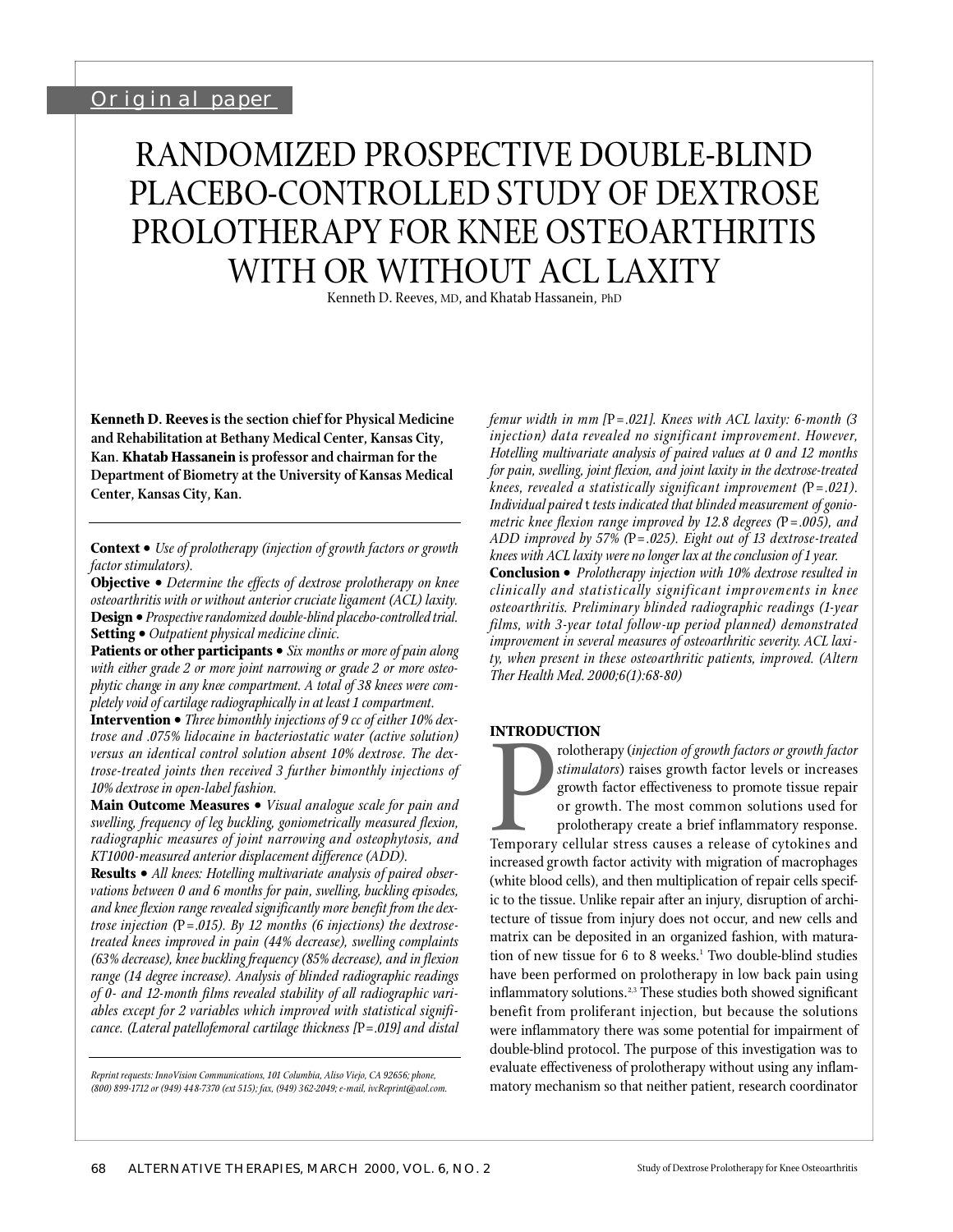Original paper

# RANDOMIZED PROSPECTIVE DOUBLE-BLIND PLACEBO-CONTROLLED STUDY OF DEXTROSE PROLOTHERAPY FOR KNEE OSTEOARTHRITIS WITH OR WITHOUT ACL LAXITY

Kenneth D. Reeves, MD, and Khatab Hassanein, PhD

**Kenneth D. Reeves is the section chief for Physical Medicine and Rehabilitation at Bethany Medical Center, Kansas City, Kan. Khatab Hassanein is professor and chairman for the Department of Biometry at the University of Kansas Medical Center, Kansas City, Kan.**

**Context •** *Use of prolotherapy (injection of growth factors or growth factor stimulators).*

**Objective •** *Determine the effects of dextrose prolotherapy on knee osteoarthritis with or without anterior cruciate ligament (ACL) laxity.*

**Design •** *Prospective randomized double-blind placebo-controlled trial.*

**Setting •** *Outpatient physical medicine clinic.*

**Patients or other participants •** *Six months or more of pain along with either grade 2 or more joint narrowing or grade 2 or more osteophytic change in any knee compartment. A total of 38 knees were completely void of cartilage radiographically in at least 1 compartment.*

**Intervention •** *Three bimonthly injections of 9 cc of either 10% dextrose and .075% lidocaine in bacteriostatic water (active solution) versus an identical control solution absent 10% dextrose. The dextrose-treated joints then received 3 further bimonthly injections of 10% dextrose in open-label fashion.*

**Main Outcome Measures •** *Visual analogue scale for pain and swelling, frequency of leg buckling, goniometrically measured flexion, radiographic measures of joint narrowing and osteophytosis, and KT1000-measured anterior displacement difference (ADD).*

**Results •** *All knees: Hotelling multivariate analysis of paired observations between 0 and 6 months for pain, swelling, buckling episodes, and knee flexion range revealed significantly more benefit from the dextrose injection (*P*=.015). By 12 months (6 injections) the dextrose-treated knees improved in pain (44% decrease), swelling complaints (63% decrease), knee buckling frequency (85% decrease), and in flexion range (14 degree increase). Analysis of blinded radiographic readings of 0- and 12-month films revealed stability of all radiographic variables except for 2 variables which improved with statistical significance. (Lateral patellofemoral cartilage thickness [*P*=.019] and distal femur width in mm [*P*=.021]. Knees with ACL laxity: 6-month (3 injection) data revealed no significant improvement. However, Hotelling multivariate analysis of paired values at 0 and 12 months for pain, swelling, joint flexion, and joint laxity in the dextrose-treated knees, revealed a statistically significant improvement (*P*=.021). Individual paired* t *tests indicated that blinded measurement of goniometric knee flexion range improved by 12.8 degrees (*P*=.005), and ADD improved by 57% (*P*=.025). Eight out of 13 dextrose-treated knees with ACL laxity were no longer lax at the conclusion of 1 year.*

**Conclusion •** *Prolotherapy injection with 10% dextrose resulted in clinically and statistically significant improvements in knee osteoarthritis. Preliminary blinded radiographic readings (1-year films, with 3-year total follow-up period planned) demonstrated improvement in several measures of osteoarthritic severity. ACL laxity, when present in these osteoarthritic patients, improved. (Altern Ther Health Med. 2000;6(1):68-80)*

*Reprint requests: InnoVision Communications, 101 Columbia, Aliso Viejo, CA 92656; phone, (800) 899-1712 or (949) 448-7370 (ext 515); fax, (949) 362-2049; e-mail, ivcReprint@aol.com.*

## INTRODUCTION

Prolotherapy (*injection of growth factors or growth factor stimulators*) raises growth factor levels or increases growth factor effectiveness to promote tissue repair or growth. The most common solutions used for prolotherapy create a brief inflammatory response. Temporary cellular stress causes a release of cytokines and increased growth factor activity with migration of macrophages (white blood cells), and then multiplication of repair cells specific to the tissue. Unlike repair after an injury, disruption of architecture of tissue from injury does not occur, and new cells and matrix can be deposited in an organized fashion, with maturation of new tissue for 6 to 8 weeks.[1] Two double-blind studies have been performed on prolotherapy in low back pain using inflammatory solutions.[2,3] These studies both showed significant benefit from proliferant injection, but because the solutions were inflammatory there was some potential for impairment of double-blind protocol. The purpose of this investigation was to evaluate effectiveness of prolotherapy without using any inflammatory mechanism so that neither patient, research coordinator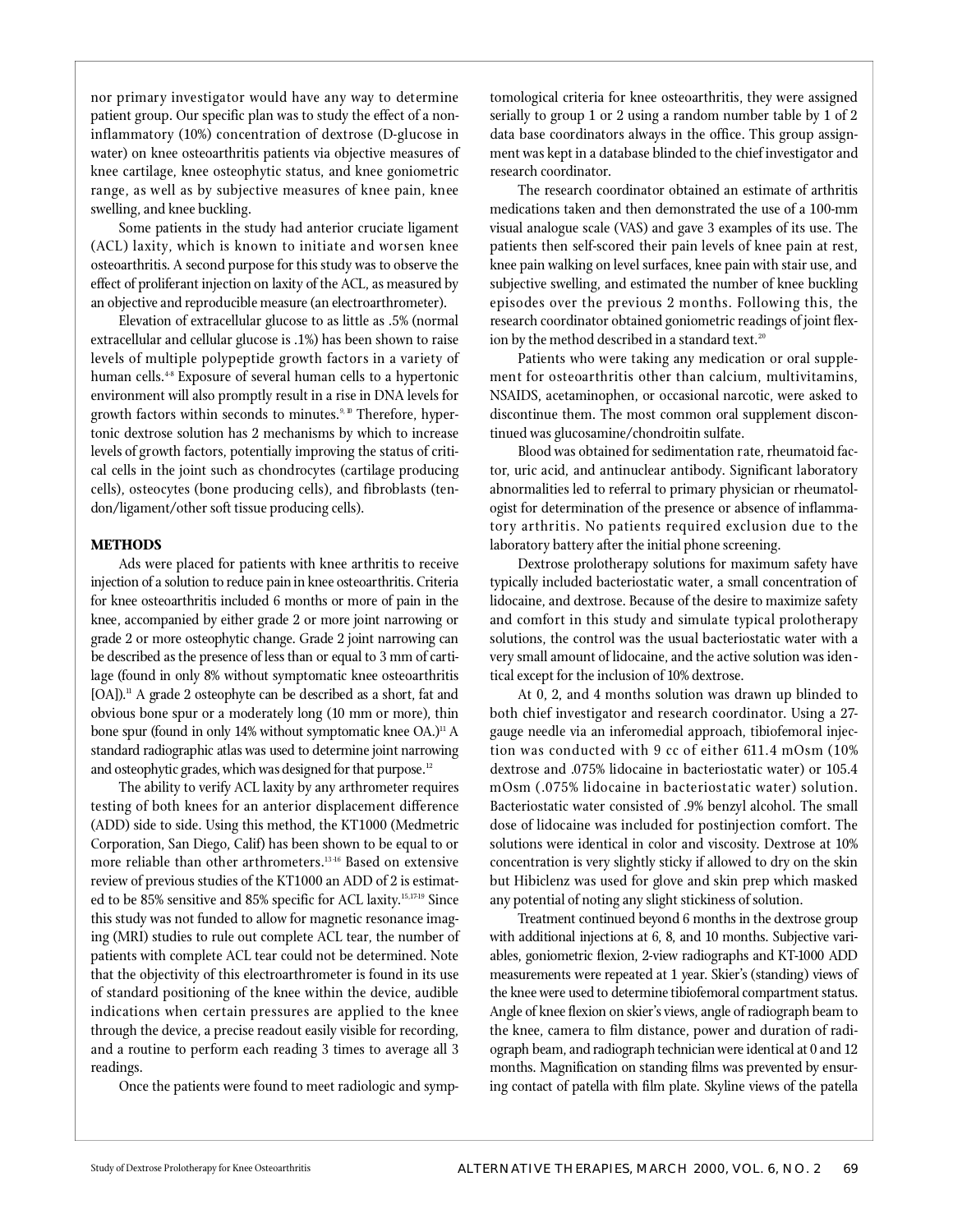nor primary investigator would have any way to determine patient group. Our specific plan was to study the effect of a noninflammatory (10%) concentration of dextrose (D-glucose in water) on knee osteoarthritis patients via objective measures of knee cartilage, knee osteophytic status, and knee goniometric range, as well as by subjective measures of knee pain, knee swelling, and knee buckling.

Some patients in the study had anterior cruciate ligament (ACL) laxity, which is known to initiate and worsen knee osteoarthritis. A second purpose for this study was to observe the effect of proliferant injection on laxity of the ACL, as measured by an objective and reproducible measure (an electroarthrometer).

Elevation of extracellular glucose to as little as .5% (normal extracellular and cellular glucose is .1%) has been shown to raise levels of multiple polypeptide growth factors in a variety of human cells.[4-8] Exposure of several human cells to a hypertonic environment will also promptly result in a rise in DNA levels for growth factors within seconds to minutes.[9,10] Therefore, hypertonic dextrose solution has 2 mechanisms by which to increase levels of growth factors, potentially improving the status of critical cells in the joint such as chondrocytes (cartilage producing cells), osteocytes (bone producing cells), and fibroblasts (tendon/ligament/other soft tissue producing cells).

## METHODS

Ads were placed for patients with knee arthritis to receive injection of a solution to reduce pain in knee osteoarthritis. Criteria for knee osteoarthritis included 6 months or more of pain in the knee, accompanied by either grade 2 or more joint narrowing or grade 2 or more osteophytic change. Grade 2 joint narrowing can be described as the presence of less than or equal to 3 mm of cartilage (found in only 8% without symptomatic knee osteoarthritis [OA]).[11] A grade 2 osteophyte can be described as a short, fat and obvious bone spur or a moderately long (10 mm or more), thin bone spur (found in only 14% without symptomatic knee OA.)[11] A standard radiographic atlas was used to determine joint narrowing and osteophytic grades, which was designed for that purpose.[12]

The ability to verify ACL laxity by any arthrometer requires testing of both knees for an anterior displacement difference (ADD) side to side. Using this method, the KT1000 (Medmetric Corporation, San Diego, Calif) has been shown to be equal to or more reliable than other arthrometers.[13-16] Based on extensive review of previous studies of the KT1000 an ADD of 2 is estimated to be 85% sensitive and 85% specific for ACL laxity.[15,17-19] Since this study was not funded to allow for magnetic resonance imaging (MRI) studies to rule out complete ACL tear, the number of patients with complete ACL tear could not be determined. Note that the objectivity of this electroarthrometer is found in its use of standard positioning of the knee within the device, audible indications when certain pressures are applied to the knee through the device, a precise readout easily visible for recording, and a routine to perform each reading 3 times to average all 3 readings.

Once the patients were found to meet radiologic and symptomological criteria for knee osteoarthritis, they were assigned serially to group 1 or 2 using a random number table by 1 of 2 data base coordinators always in the office. This group assignment was kept in a database blinded to the chief investigator and research coordinator.

The research coordinator obtained an estimate of arthritis medications taken and then demonstrated the use of a 100-mm visual analogue scale (VAS) and gave 3 examples of its use. The patients then self-scored their pain levels of knee pain at rest, knee pain walking on level surfaces, knee pain with stair use, and subjective swelling, and estimated the number of knee buckling episodes over the previous 2 months. Following this, the research coordinator obtained goniometric readings of joint flexion by the method described in a standard text.[20]

Patients who were taking any medication or oral supplement for osteoarthritis other than calcium, multivitamins, NSAIDS, acetaminophen, or occasional narcotic, were asked to discontinue them. The most common oral supplement discontinued was glucosamine/chondroitin sulfate.

Blood was obtained for sedimentation rate, rheumatoid factor, uric acid, and antinuclear antibody. Significant laboratory abnormalities led to referral to primary physician or rheumatologist for determination of the presence or absence of inflammatory arthritis. No patients required exclusion due to the laboratory battery after the initial phone screening.

Dextrose prolotherapy solutions for maximum safety have typically included bacteriostatic water, a small concentration of lidocaine, and dextrose. Because of the desire to maximize safety and comfort in this study and simulate typical prolotherapy solutions, the control was the usual bacteriostatic water with a very small amount of lidocaine, and the active solution was identical except for the inclusion of 10% dextrose.

At 0, 2, and 4 months solution was drawn up blinded to both chief investigator and research coordinator. Using a 27-gauge needle via an inferomedial approach, tibiofemoral injection was conducted with 9 cc of either 611.4 mOsm (10% dextrose and .075% lidocaine in bacteriostatic water) or 105.4 mOsm (.075% lidocaine in bacteriostatic water) solution. Bacteriostatic water consisted of .9% benzyl alcohol. The small dose of lidocaine was included for postinjection comfort. The solutions were identical in color and viscosity. Dextrose at 10% concentration is very slightly sticky if allowed to dry on the skin but Hibiclenz was used for glove and skin prep which masked any potential of noting any slight stickiness of solution.

Treatment continued beyond 6 months in the dextrose group with additional injections at 6, 8, and 10 months. Subjective variables, goniometric flexion, 2-view radiographs and KT-1000 ADD measurements were repeated at 1 year. Skier's (standing) views of the knee were used to determine tibiofemoral compartment status. Angle of knee flexion on skier's views, angle of radiograph beam to the knee, camera to film distance, power and duration of radiograph beam, and radiograph technician were identical at 0 and 12 months. Magnification on standing films was prevented by ensuring contact of patella with film plate. Skyline views of the patella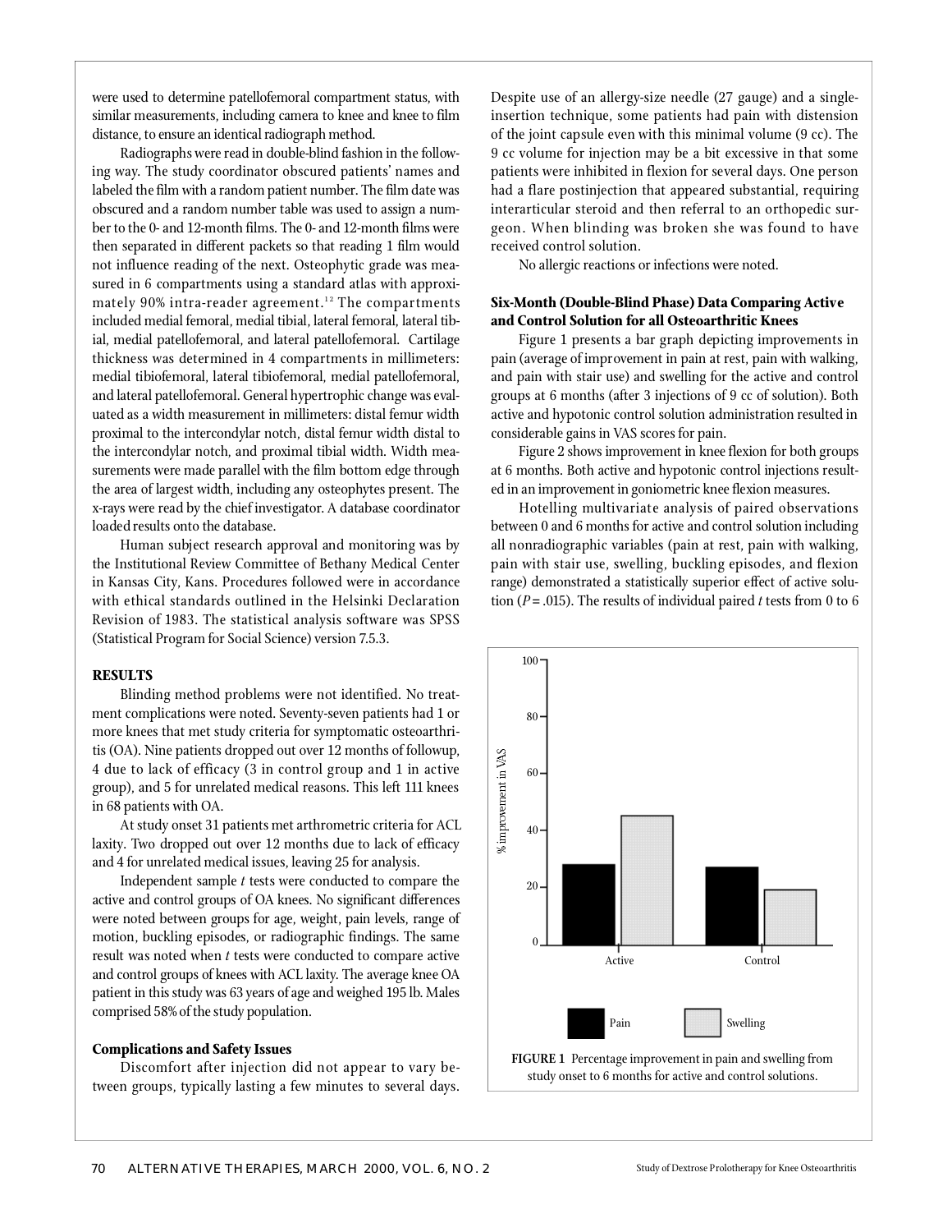were used to determine patellofemoral compartment status, with similar measurements, including camera to knee and knee to film distance, to ensure an identical radiograph method.

Radiographs were read in double-blind fashion in the following way. The study coordinator obscured patients' names and labeled the film with a random patient number. The film date was obscured and a random number table was used to assign a number to the 0- and 12-month films. The 0- and 12-month films were then separated in different packets so that reading 1 film would not influence reading of the next. Osteophytic grade was measured in 6 compartments using a standard atlas with approximately 90% intra-reader agreement.[12] The compartments included medial femoral, medial tibial, lateral femoral, lateral tibial, medial patellofemoral, and lateral patellofemoral. Cartilage thickness was determined in 4 compartments in millimeters: medial tibiofemoral, lateral tibiofemoral, medial patellofemoral, and lateral patellofemoral. General hypertrophic change was evaluated as a width measurement in millimeters: distal femur width proximal to the intercondylar notch, distal femur width distal to the intercondylar notch, and proximal tibial width. Width measurements were made parallel with the film bottom edge through the area of largest width, including any osteophytes present. The x-rays were read by the chief investigator. A database coordinator loaded results onto the database.

Human subject research approval and monitoring was by the Institutional Review Committee of Bethany Medical Center in Kansas City, Kans. Procedures followed were in accordance with ethical standards outlined in the Helsinki Declaration Revision of 1983. The statistical analysis software was SPSS (Statistical Program for Social Science) version 7.5.3.

## RESULTS

Blinding method problems were not identified. No treatment complications were noted. Seventy-seven patients had 1 or more knees that met study criteria for symptomatic osteoarthritis (OA). Nine patients dropped out over 12 months of followup, 4 due to lack of efficacy (3 in control group and 1 in active group), and 5 for unrelated medical reasons. This left 111 knees in 68 patients with OA.

At study onset 31 patients met arthrometric criteria for ACL laxity. Two dropped out over 12 months due to lack of efficacy and 4 for unrelated medical issues, leaving 25 for analysis.

Independent sample *t* tests were conducted to compare the active and control groups of OA knees. No significant differences were noted between groups for age, weight, pain levels, range of motion, buckling episodes, or radiographic findings. The same result was noted when *t* tests were conducted to compare active and control groups of knees with ACL laxity. The average knee OA patient in this study was 63 years of age and weighed 195 lb. Males comprised 58% of the study population.

### Complications and Safety Issues

Discomfort after injection did not appear to vary between groups, typically lasting a few minutes to several days. Despite use of an allergy-size needle (27 gauge) and a single-insertion technique, some patients had pain with distension of the joint capsule even with this minimal volume (9 cc). The 9 cc volume for injection may be a bit excessive in that some patients were inhibited in flexion for several days. One person had a flare postinjection that appeared substantial, requiring interarticular steroid and then referral to an orthopedic surgeon. When blinding was broken she was found to have received control solution.

No allergic reactions or infections were noted.

### Six-Month (Double-Blind Phase) Data Comparing Active and Control Solution for all Osteoarthritic Knees

Figure 1 presents a bar graph depicting improvements in pain (average of improvement in pain at rest, pain with walking, and pain with stair use) and swelling for the active and control groups at 6 months (after 3 injections of 9 cc of solution). Both active and hypotonic control solution administration resulted in considerable gains in VAS scores for pain.

Figure 2 shows improvement in knee flexion for both groups at 6 months. Both active and hypotonic control injections resulted in an improvement in goniometric knee flexion measures.

Hotelling multivariate analysis of paired observations between 0 and 6 months for active and control solution including all nonradiographic variables (pain at rest, pain with walking, pain with stair use, swelling, buckling episodes, and flexion range) demonstrated a statistically superior effect of active solution ($P = .015$). The results of individual paired *t* tests from 0 to 6

**FIGURE 1** Percentage improvement in pain and swelling from study onset to 6 months for active and control solutions.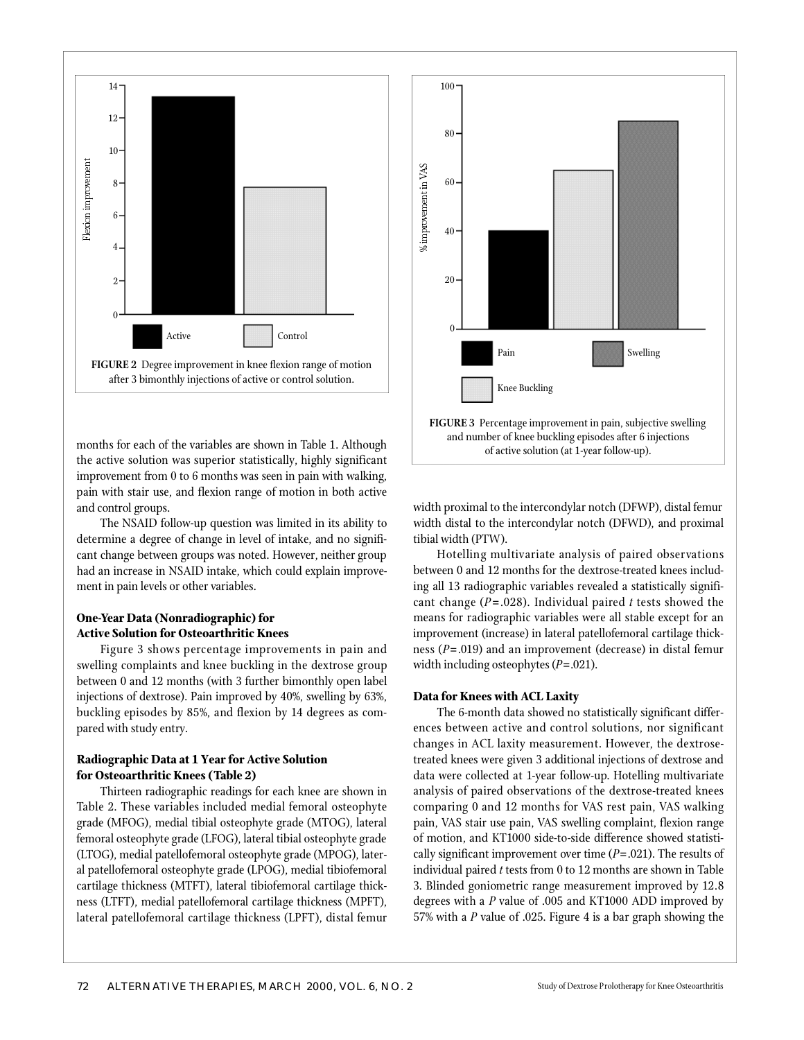FIGURE 2 Degree improvement in knee flexion range of motion after 3 bimonthly injections of active or control solution.

FIGURE 3 Percentage improvement in pain, subjective swelling and number of knee buckling episodes after 6 injections of active solution (at 1-year follow-up).

months for each of the variables are shown in Table 1. Although the active solution was superior statistically, highly significant improvement from 0 to 6 months was seen in pain with walking, pain with stair use, and flexion range of motion in both active and control groups.

The NSAID follow-up question was limited in its ability to determine a degree of change in level of intake, and no significant change between groups was noted. However, neither group had an increase in NSAID intake, which could explain improvement in pain levels or other variables.

### One-Year Data (Nonradiographic) for Active Solution for Osteoarthritic Knees

Figure 3 shows percentage improvements in pain and swelling complaints and knee buckling in the dextrose group between 0 and 12 months (with 3 further bimonthly open label injections of dextrose). Pain improved by 40%, swelling by 63%, buckling episodes by 85%, and flexion by 14 degrees as compared with study entry.

### Radiographic Data at 1 Year for Active Solution for Osteoarthritic Knees (Table 2)

Thirteen radiographic readings for each knee are shown in Table 2. These variables included medial femoral osteophyte grade (MFOG), medial tibial osteophyte grade (MTOG), lateral femoral osteophyte grade (LFOG), lateral tibial osteophyte grade (LTOG), medial patellofemoral osteophyte grade (MPOG), lateral patellofemoral osteophyte grade (LPOG), medial tibiofemoral cartilage thickness (MTFT), lateral tibiofemoral cartilage thickness (LTFT), medial patellofemoral cartilage thickness (MPFT), lateral patellofemoral cartilage thickness (LPFT), distal femur width proximal to the intercondylar notch (DFWP), distal femur width distal to the intercondylar notch (DFWD), and proximal tibial width (PTW).

Hotelling multivariate analysis of paired observations between 0 and 12 months for the dextrose-treated knees including all 13 radiographic variables revealed a statistically significant change ($P=.028$). Individual paired *t* tests showed the means for radiographic variables were all stable except for an improvement (increase) in lateral patellofemoral cartilage thickness ($P=.019$) and an improvement (decrease) in distal femur width including osteophytes ($P=.021$).

### Data for Knees with ACL Laxity

The 6-month data showed no statistically significant differences between active and control solutions, nor significant changes in ACL laxity measurement. However, the dextrose-treated knees were given 3 additional injections of dextrose and data were collected at 1-year follow-up. Hotelling multivariate analysis of paired observations of the dextrose-treated knees comparing 0 and 12 months for VAS rest pain, VAS walking pain, VAS stair use pain, VAS swelling complaint, flexion range of motion, and KT1000 side-to-side difference showed statistically significant improvement over time ($P=.021$). The results of individual paired *t* tests from 0 to 12 months are shown in Table 3. Blinded goniometric range measurement improved by 12.8 degrees with a *P* value of .005 and KT1000 ADD improved by 57% with a *P* value of .025. Figure 4 is a bar graph showing the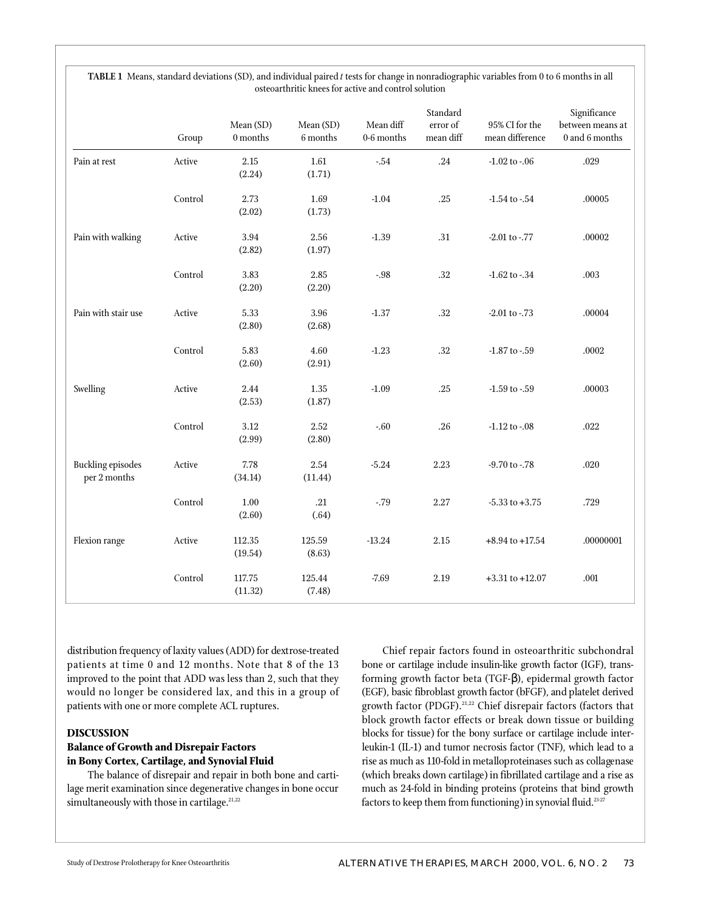**TABLE 1** Means, standard deviations (SD), and individual paired *t* tests for change in nonradiographic variables from 0 to 6 months in all osteoarthritic knees for active and control solution

| | Group | Mean (SD) 0 months | Mean (SD) 6 months | Mean diff 0-6 months | Standard error of mean diff | 95% CI for the mean difference | Significance between means at 0 and 6 months |
|---|---|---|---|---|---|---|---|
| Pain at rest | Active | 2.15 (2.24) | 1.61 (1.71) | -.54 | .24 | -1.02 to -.06 | .029 |
| | Control | 2.73 (2.02) | 1.69 (1.73) | -1.04 | .25 | -1.54 to -.54 | .00005 |
| Pain with walking | Active | 3.94 (2.82) | 2.56 (1.97) | -1.39 | .31 | -2.01 to -.77 | .00002 |
| | Control | 3.83 (2.20) | 2.85 (2.20) | -.98 | .32 | -1.62 to -.34 | .003 |
| Pain with stair use | Active | 5.33 (2.80) | 3.96 (2.68) | -1.37 | .32 | -2.01 to -.73 | .00004 |
| | Control | 5.83 (2.60) | 4.60 (2.91) | -1.23 | .32 | -1.87 to -.59 | .0002 |
| Swelling | Active | 2.44 (2.53) | 1.35 (1.87) | -1.09 | .25 | -1.59 to -.59 | .00003 |
| | Control | 3.12 (2.99) | 2.52 (2.80) | -.60 | .26 | -1.12 to -.08 | .022 |
| Buckling episodes per 2 months | Active | 7.78 (34.14) | 2.54 (11.44) | -5.24 | 2.23 | -9.70 to -.78 | .020 |
| | Control | 1.00 (2.60) | .21 (.64) | -.79 | 2.27 | -5.33 to +3.75 | .729 |
| Flexion range | Active | 112.35 (19.54) | 125.59 (8.63) | -13.24 | 2.15 | +8.94 to +17.54 | .00000001 |
| | Control | 117.75 (11.32) | 125.44 (7.48) | -7.69 | 2.19 | +3.31 to +12.07 | .001 |

distribution frequency of laxity values (ADD) for dextrose-treated patients at time 0 and 12 months. Note that 8 of the 13 improved to the point that ADD was less than 2, such that they would no longer be considered lax, and this in a group of patients with one or more complete ACL ruptures.

## DISCUSSION

### Balance of Growth and Disrepair Factors in Bony Cortex, Cartilage, and Synovial Fluid

The balance of disrepair and repair in both bone and cartilage merit examination since degenerative changes in bone occur simultaneously with those in cartilage.[21,22]

Chief repair factors found in osteoarthritic subchondral bone or cartilage include insulin-like growth factor (IGF), transforming growth factor beta (TGF-β), epidermal growth factor (EGF), basic fibroblast growth factor (bFGF), and platelet derived growth factor (PDGF).[21,22] Chief disrepair factors (factors that block growth factor effects or break down tissue or building blocks for tissue) for the bony surface or cartilage include interleukin-1 (IL-1) and tumor necrosis factor (TNF), which lead to a rise as much as 110-fold in metalloproteinases such as collagenase (which breaks down cartilage) in fibrillated cartilage and a rise as much as 24-fold in binding proteins (proteins that bind growth factors to keep them from functioning) in synovial fluid.[23-27]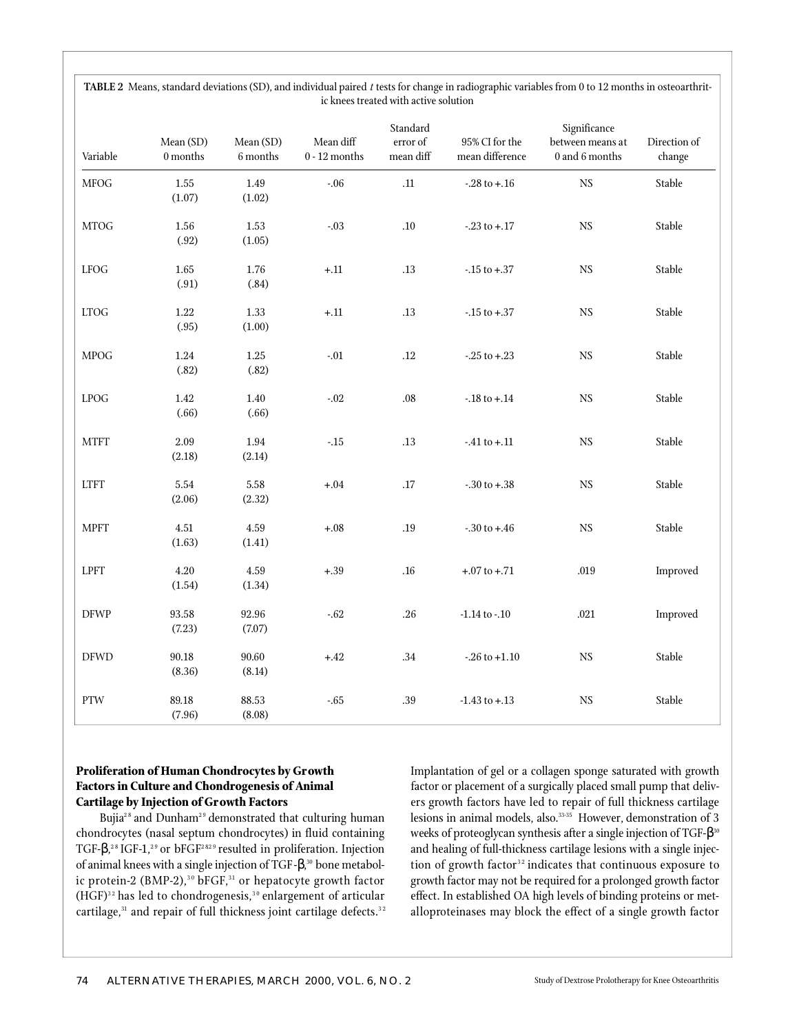**TABLE 2** Means, standard deviations (SD), and individual paired *t* tests for change in radiographic variables from 0 to 12 months in osteoarthritic knees treated with active solution

| Variable | Mean (SD) 0 months | Mean (SD) 6 months | Mean diff 0 - 12 months | Standard error of mean diff | 95% CI for the mean difference | Significance between means at 0 and 6 months | Direction of change |
|---|---|---|---|---|---|---|---|
| MFOG | 1.55 (1.07) | 1.49 (1.02) | -.06 | .11 | -.28 to +.16 | NS | Stable |
| MTOG | 1.56 (.92) | 1.53 (1.05) | -.03 | .10 | -.23 to +.17 | NS | Stable |
| LFOG | 1.65 (.91) | 1.76 (.84) | +.11 | .13 | -.15 to +.37 | NS | Stable |
| LTOG | 1.22 (.95) | 1.33 (1.00) | +.11 | .13 | -.15 to +.37 | NS | Stable |
| MPOG | 1.24 (.82) | 1.25 (.82) | -.01 | .12 | -.25 to +.23 | NS | Stable |
| LPOG | 1.42 (.66) | 1.40 (.66) | -.02 | .08 | -.18 to +.14 | NS | Stable |
| MTFT | 2.09 (2.18) | 1.94 (2.14) | -.15 | .13 | -.41 to +.11 | NS | Stable |
| LTFT | 5.54 (2.06) | 5.58 (2.32) | +.04 | .17 | -.30 to +.38 | NS | Stable |
| MPFT | 4.51 (1.63) | 4.59 (1.41) | +.08 | .19 | -.30 to +.46 | NS | Stable |
| LPFT | 4.20 (1.54) | 4.59 (1.34) | +.39 | .16 | +.07 to +.71 | .019 | Improved |
| DFWP | 93.58 (7.23) | 92.96 (7.07) | -.62 | .26 | -1.14 to -.10 | .021 | Improved |
| DFWD | 90.18 (8.36) | 90.60 (8.14) | +.42 | .34 | -.26 to +1.10 | NS | Stable |
| PTW | 89.18 (7.96) | 88.53 (8.08) | -.65 | .39 | -1.43 to +.13 | NS | Stable |

**Proliferation of Human Chondrocytes by Growth Factors in Culture and Chondrogenesis of Animal Cartilage by Injection of Growth Factors**

Bujia[28] and Dunham[29] demonstrated that culturing human chondrocytes (nasal septum chondrocytes) in fluid containing TGF-β,[28] IGF-1,[29] or bFGF[28,29] resulted in proliferation. Injection of animal knees with a single injection of TGF-β,[30] bone metabolic protein-2 (BMP-2),[30] bFGF,[31] or hepatocyte growth factor (HGF)[32] has led to chondrogenesis,[30] enlargement of articular cartilage,[31] and repair of full thickness joint cartilage defects.[32] Implantation of gel or a collagen sponge saturated with growth factor or placement of a surgically placed small pump that delivers growth factors have led to repair of full thickness cartilage lesions in animal models, also.[33-35] However, demonstration of 3 weeks of proteoglycan synthesis after a single injection of TGF-β[30] and healing of full-thickness cartilage lesions with a single injection of growth factor[32] indicates that continuous exposure to growth factor may not be required for a prolonged growth factor effect. In established OA high levels of binding proteins or metalloproteinases may block the effect of a single growth factor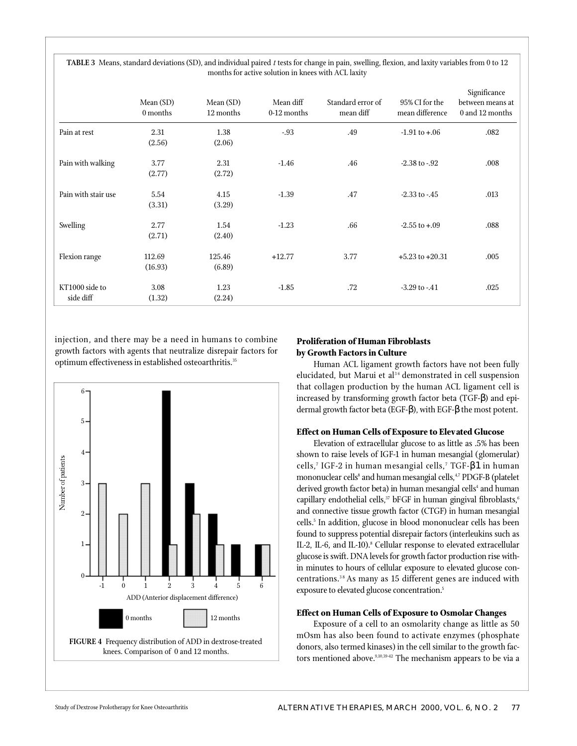**TABLE 3** Means, standard deviations (SD), and individual paired *t* tests for change in pain, swelling, flexion, and laxity variables from 0 to 12 months for active solution in knees with ACL laxity

| | Mean (SD) 0 months | Mean (SD) 12 months | Mean diff 0-12 months | Standard error of mean diff | 95% CI for the mean difference | Significance between means at 0 and 12 months |
|---|---|---|---|---|---|---|
| Pain at rest | 2.31 (2.56) | 1.38 (2.06) | -.93 | .49 | -1.91 to +.06 | .082 |
| Pain with walking | 3.77 (2.77) | 2.31 (2.72) | -1.46 | .46 | -2.38 to -.92 | .008 |
| Pain with stair use | 5.54 (3.31) | 4.15 (3.29) | -1.39 | .47 | -2.33 to -.45 | .013 |
| Swelling | 2.77 (2.71) | 1.54 (2.40) | -1.23 | .66 | -2.55 to +.09 | .088 |
| Flexion range | 112.69 (16.93) | 125.46 (6.89) | +12.77 | 3.77 | +5.23 to +20.31 | .005 |
| KT1000 side to side diff | 3.08 (1.32) | 1.23 (2.24) | -1.85 | .72 | -3.29 to -.41 | .025 |

injection, and there may be a need in humans to combine growth factors with agents that neutralize disrepair factors for optimum effectiveness in established osteoarthritis.[35]

FIGURE 4 Frequency distribution of ADD in dextrose-treated knees. Comparison of 0 and 12 months.

### Proliferation of Human Fibroblasts by Growth Factors in Culture

Human ACL ligament growth factors have not been fully elucidated, but Marui et al[36] demonstrated in cell suspension that collagen production by the human ACL ligament cell is increased by transforming growth factor beta (TGF-β) and epidermal growth factor beta (EGF-β), with EGF-β the most potent.

### Effect on Human Cells of Exposure to Elevated Glucose

Elevation of extracellular glucose to as little as .5% has been shown to raise levels of IGF-1 in human mesangial (glomerular) cells,[7] IGF-2 in human mesangial cells,[7] TGF-β1 in human mononuclear cells[8] and human mesangial cells,[4,7] PDGF-B (platelet derived growth factor beta) in human mesangial cells[4] and human capillary endothelial cells,[37] bFGF in human gingival fibroblasts,[6] and connective tissue growth factor (CTGF) in human mesangial cells.[5] In addition, glucose in blood mononuclear cells has been found to suppress potential disrepair factors (interleukins such as IL-2, IL-6, and IL-10).[8] Cellular response to elevated extracellular glucose is swift. DNA levels for growth factor production rise within minutes to hours of cellular exposure to elevated glucose concentrations.[38] As many as 15 different genes are induced with exposure to elevated glucose concentration.[5]

### Effect on Human Cells of Exposure to Osmolar Changes

Exposure of a cell to an osmolarity change as little as 50 mOsm has also been found to activate enzymes (phosphate donors, also termed kinases) in the cell similar to the growth factors mentioned above.[9,10,39-42] The mechanism appears to be via a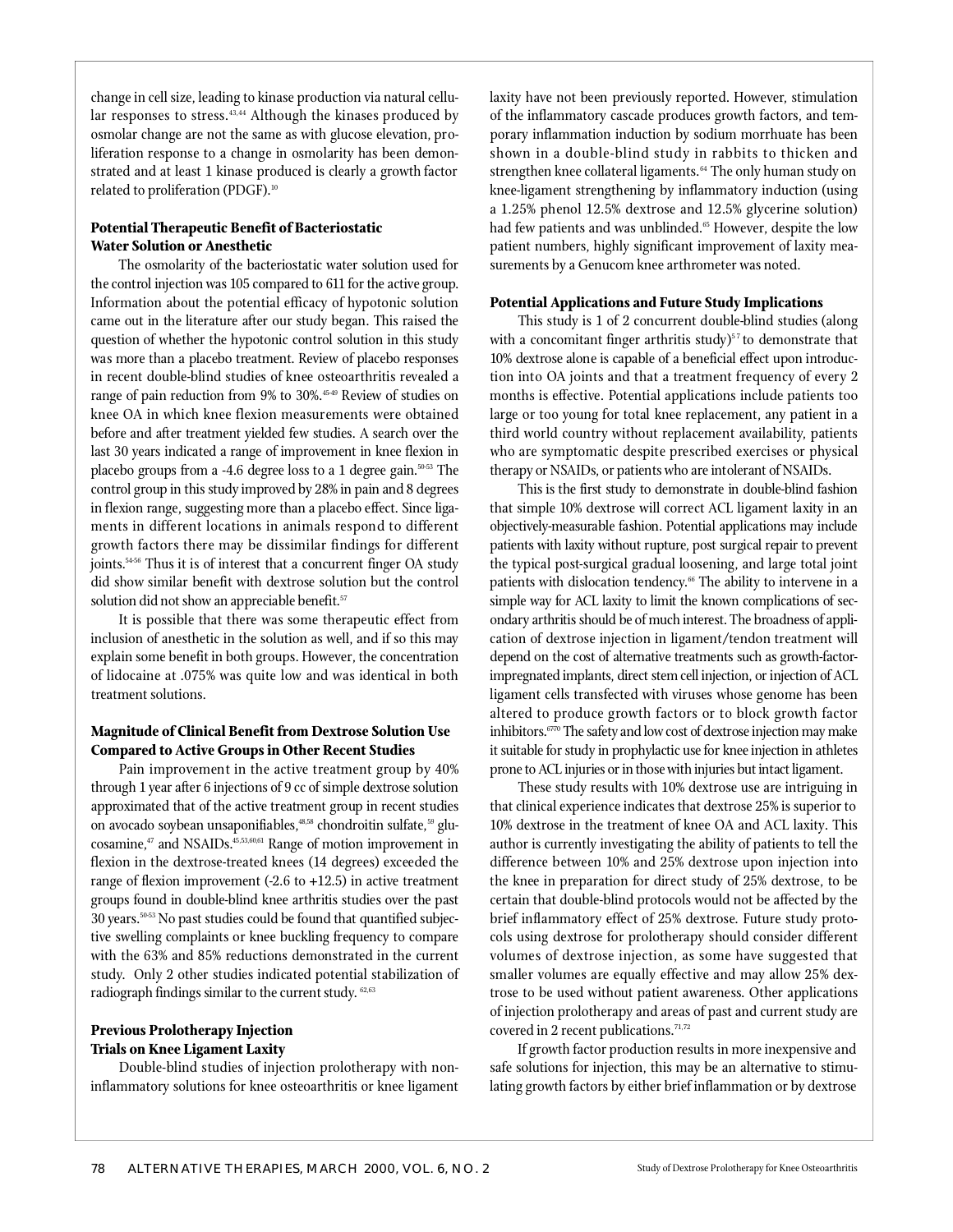change in cell size, leading to kinase production via natural cellular responses to stress.[43,44] Although the kinases produced by osmolar change are not the same as with glucose elevation, proliferation response to a change in osmolarity has been demonstrated and at least 1 kinase produced is clearly a growth factor related to proliferation (PDGF).[10]

**Potential Therapeutic Benefit of Bacteriostatic Water Solution or Anesthetic**

The osmolarity of the bacteriostatic water solution used for the control injection was 105 compared to 611 for the active group. Information about the potential efficacy of hypotonic solution came out in the literature after our study began. This raised the question of whether the hypotonic control solution in this study was more than a placebo treatment. Review of placebo responses in recent double-blind studies of knee osteoarthritis revealed a range of pain reduction from 9% to 30%.[45-49] Review of studies on knee OA in which knee flexion measurements were obtained before and after treatment yielded few studies. A search over the last 30 years indicated a range of improvement in knee flexion in placebo groups from a -4.6 degree loss to a 1 degree gain.[50-53] The control group in this study improved by 28% in pain and 8 degrees in flexion range, suggesting more than a placebo effect. Since ligaments in different locations in animals respond to different growth factors there may be dissimilar findings for different joints.[54-56] Thus it is of interest that a concurrent finger OA study did show similar benefit with dextrose solution but the control solution did not show an appreciable benefit.[57]

It is possible that there was some therapeutic effect from inclusion of anesthetic in the solution as well, and if so this may explain some benefit in both groups. However, the concentration of lidocaine at .075% was quite low and was identical in both treatment solutions.

**Magnitude of Clinical Benefit from Dextrose Solution Use Compared to Active Groups in Other Recent Studies**

Pain improvement in the active treatment group by 40% through 1 year after 6 injections of 9 cc of simple dextrose solution approximated that of the active treatment group in recent studies on avocado soybean unsaponifiables,[48,58] chondroitin sulfate,[59] glucosamine,[47] and NSAIDs.[45,53,60,61] Range of motion improvement in flexion in the dextrose-treated knees (14 degrees) exceeded the range of flexion improvement (-2.6 to +12.5) in active treatment groups found in double-blind knee arthritis studies over the past 30 years.[50-53] No past studies could be found that quantified subjective swelling complaints or knee buckling frequency to compare with the 63% and 85% reductions demonstrated in the current study. Only 2 other studies indicated potential stabilization of radiograph findings similar to the current study.[62,63]

**Previous Prolotherapy Injection Trials on Knee Ligament Laxity**

Double-blind studies of injection prolotherapy with non-inflammatory solutions for knee osteoarthritis or knee ligament laxity have not been previously reported. However, stimulation of the inflammatory cascade produces growth factors, and temporary inflammation induction by sodium morrhuate has been shown in a double-blind study in rabbits to thicken and strengthen knee collateral ligaments.[64] The only human study on knee-ligament strengthening by inflammatory induction (using a 1.25% phenol 12.5% dextrose and 12.5% glycerine solution) had few patients and was unblinded.[65] However, despite the low patient numbers, highly significant improvement of laxity measurements by a Genucom knee arthrometer was noted.

**Potential Applications and Future Study Implications**

This study is 1 of 2 concurrent double-blind studies (along with a concomitant finger arthritis study)[57] to demonstrate that 10% dextrose alone is capable of a beneficial effect upon introduction into OA joints and that a treatment frequency of every 2 months is effective. Potential applications include patients too large or too young for total knee replacement, any patient in a third world country without replacement availability, patients who are symptomatic despite prescribed exercises or physical therapy or NSAIDs, or patients who are intolerant of NSAIDs.

This is the first study to demonstrate in double-blind fashion that simple 10% dextrose will correct ACL ligament laxity in an objectively-measurable fashion. Potential applications may include patients with laxity without rupture, post surgical repair to prevent the typical post-surgical gradual loosening, and large total joint patients with dislocation tendency.[66] The ability to intervene in a simple way for ACL laxity to limit the known complications of secondary arthritis should be of much interest. The broadness of application of dextrose injection in ligament/tendon treatment will depend on the cost of alternative treatments such as growth-factor-impregnated implants, direct stem cell injection, or injection of ACL ligament cells transfected with viruses whose genome has been altered to produce growth factors or to block growth factor inhibitors.[67-70] The safety and low cost of dextrose injection may make it suitable for study in prophylactic use for knee injection in athletes prone to ACL injuries or in those with injuries but intact ligament.

These study results with 10% dextrose use are intriguing in that clinical experience indicates that dextrose 25% is superior to 10% dextrose in the treatment of knee OA and ACL laxity. This author is currently investigating the ability of patients to tell the difference between 10% and 25% dextrose upon injection into the knee in preparation for direct study of 25% dextrose, to be certain that double-blind protocols would not be affected by the brief inflammatory effect of 25% dextrose. Future study protocols using dextrose for prolotherapy should consider different volumes of dextrose injection, as some have suggested that smaller volumes are equally effective and may allow 25% dextrose to be used without patient awareness. Other applications of injection prolotherapy and areas of past and current study are covered in 2 recent publications.[71,72]

If growth factor production results in more inexpensive and safe solutions for injection, this may be an alternative to stimulating growth factors by either brief inflammation or by dextrose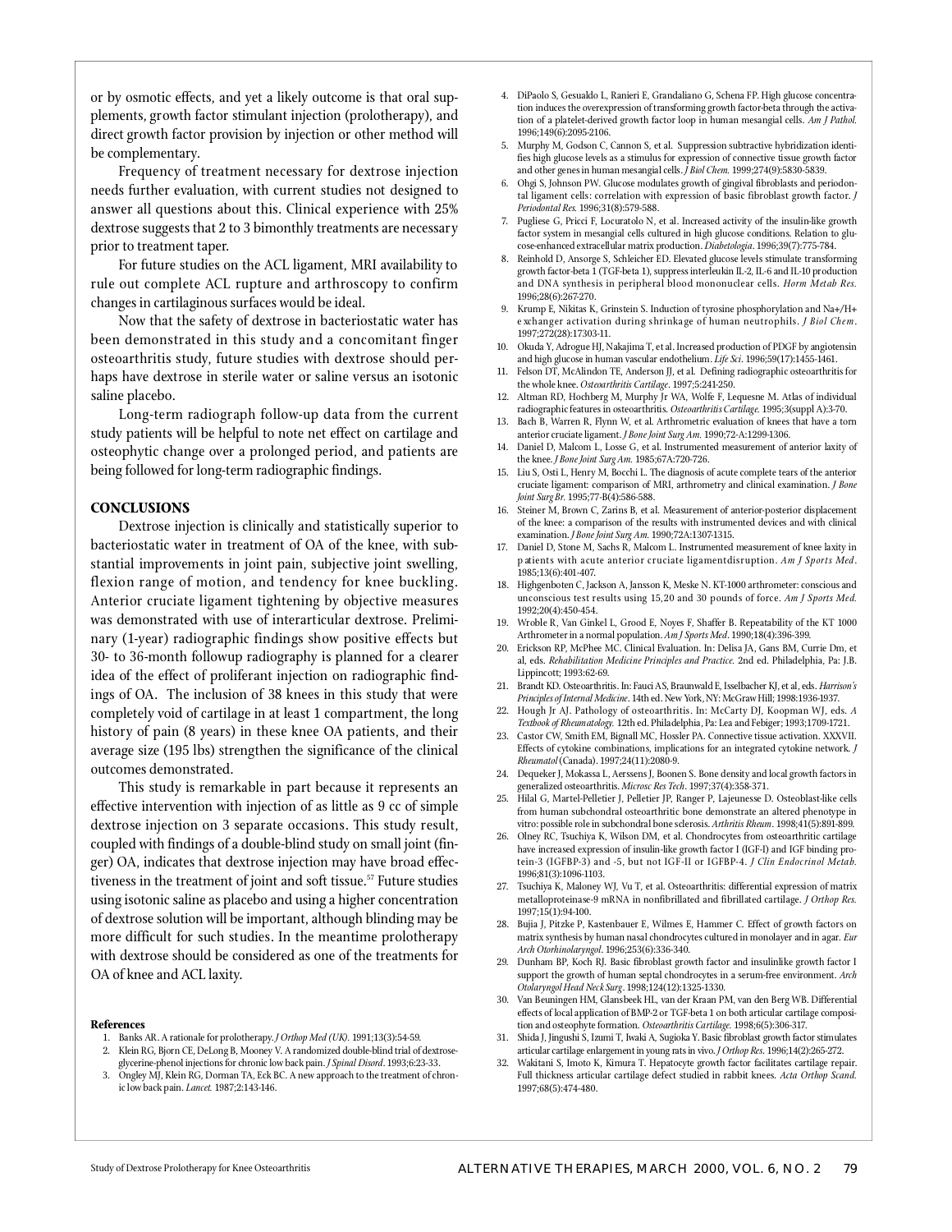or by osmotic effects, and yet a likely outcome is that oral supplements, growth factor stimulant injection (prolotherapy), and direct growth factor provision by injection or other method will be complementary.

Frequency of treatment necessary for dextrose injection needs further evaluation, with current studies not designed to answer all questions about this. Clinical experience with 25% dextrose suggests that 2 to 3 bimonthly treatments are necessary prior to treatment taper.

For future studies on the ACL ligament, MRI availability to rule out complete ACL rupture and arthroscopy to confirm changes in cartilaginous surfaces would be ideal.

Now that the safety of dextrose in bacteriostatic water has been demonstrated in this study and a concomitant finger osteoarthritis study, future studies with dextrose should perhaps have dextrose in sterile water or saline versus an isotonic saline placebo.

Long-term radiograph follow-up data from the current study patients will be helpful to note net effect on cartilage and osteophytic change over a prolonged period, and patients are being followed for long-term radiographic findings.

## CONCLUSIONS

Dextrose injection is clinically and statistically superior to bacteriostatic water in treatment of OA of the knee, with substantial improvements in joint pain, subjective joint swelling, flexion range of motion, and tendency for knee buckling. Anterior cruciate ligament tightening by objective measures was demonstrated with use of interarticular dextrose. Preliminary (1-year) radiographic findings show positive effects but 30- to 36-month followup radiography is planned for a clearer idea of the effect of proliferant injection on radiographic findings of OA. The inclusion of 38 knees in this study that were completely void of cartilage in at least 1 compartment, the long history of pain (8 years) in these knee OA patients, and their average size (195 lbs) strengthen the significance of the clinical outcomes demonstrated.

This study is remarkable in part because it represents an effective intervention with injection of as little as 9 cc of simple dextrose injection on 3 separate occasions. This study result, coupled with findings of a double-blind study on small joint (finger) OA, indicates that dextrose injection may have broad effectiveness in the treatment of joint and soft tissue.[57] Future studies using isotonic saline as placebo and using a higher concentration of dextrose solution will be important, although blinding may be more difficult for such studies. In the meantime prolotherapy with dextrose should be considered as one of the treatments for OA of knee and ACL laxity.

### References

1. Banks AR. A rationale for prolotherapy. *J Orthop Med (UK)*. 1991;13(3):54-59.
2. Klein RG, Bjorn CE, DeLong B, Mooney V. A randomized double-blind trial of dextrose-glycerine-phenol injections for chronic low back pain. *J Spinal Disord*. 1993;6:23-33.
3. Ongley MJ, Klein RG, Dorman TA, Eck BC. A new approach to the treatment of chronic low back pain. *Lancet.* 1987;2:143-146.
4. DiPaolo S, Gesualdo L, Ranieri E, Grandaliano G, Schena FP. High glucose concentration induces the overexpression of transforming growth factor-beta through the activation of a platelet-derived growth factor loop in human mesangial cells. *Am J Pathol.* 1996;149(6):2095-2106.
5. Murphy M, Godson C, Cannon S, et al. Suppression subtractive hybridization identifies high glucose levels as a stimulus for expression of connective tissue growth factor and other genes in human mesangial cells. *J Biol Chem.* 1999;274(9):5830-5839.
6. Ohgi S, Johnson PW. Glucose modulates growth of gingival fibroblasts and periodontal ligament cells: correlation with expression of basic fibroblast growth factor. *J Periodontal Res.* 1996;31(8):579-588.
7. Pugliese G, Pricci F, Locuratolo N, et al. Increased activity of the insulin-like growth factor system in mesangial cells cultured in high glucose conditions. Relation to glucose-enhanced extracellular matrix production. *Diabetologia*. 1996;39(7):775-784.
8. Reinhold D, Ansorge S, Schleicher ED. Elevated glucose levels stimulate transforming growth factor-beta 1 (TGF-beta 1), suppress interleukin IL-2, IL-6 and IL-10 production and DNA synthesis in peripheral blood mononuclear cells. *Horm Metab Res.* 1996;28(6):267-270.
9. Krump E, Nikitas K, Grinstein S. Induction of tyrosine phosphorylation and Na+/H+ exchanger activation during shrinkage of human neutrophils. *J Biol Chem*. 1997;272(28):17303-11.
10. Okuda Y, Adrogue HJ, Nakajima T, et al. Increased production of PDGF by angiotensin and high glucose in human vascular endothelium. *Life Sci*. 1996;59(17):1455-1461.
11. Felson DT, McAlindon TE, Anderson JJ, et al. Defining radiographic osteoarthritis for the whole knee. *Osteoarthritis Cartilage*. 1997;5:241-250.
12. Altman RD, Hochberg M, Murphy Jr WA, Wolfe F, Lequesne M. Atlas of individual radiographic features in osteoarthritis. *Osteoarthritis Cartilage*. 1995;3(suppl A):3-70.
13. Bach B, Warren R, Flynn W, et al. Arthrometric evaluation of knees that have a torn anterior cruciate ligament. *J Bone Joint Surg Am.* 1990;72-A:1299-1306.
14. Daniel D, Malcom L, Losse G, et al. Instrumented measurement of anterior laxity of the knee. *J Bone Joint Surg Am.* 1985;67A:720-726.
15. Liu S, Osti L, Henry M, Bocchi L. The diagnosis of acute complete tears of the anterior cruciate ligament: comparison of MRI, arthrometry and clinical examination. *J Bone Joint Surg Br*. 1995;77-B(4):586-588.
16. Steiner M, Brown C, Zarins B, et al. Measurement of anterior-posterior displacement of the knee: a comparison of the results with instrumented devices and with clinical examination. *J Bone Joint Surg Am.* 1990;72A:1307-1315.
17. Daniel D, Stone M, Sachs R, Malcom L. Instrumented measurement of knee laxity in patients with acute anterior cruciate ligamentdisruption. *Am J Sports Med*. 1985;13(6):401-407.
18. Highgenboten C, Jackson A, Jansson K, Meske N. KT-1000 arthrometer: conscious and unconscious test results using 15,20 and 30 pounds of force. *Am J Sports Med.* 1992;20(4):450-454.
19. Wroble R, Van Ginkel L, Grood E, Noyes F, Shaffer B. Repeatability of the KT 1000 Arthrometer in a normal population. *Am J Sports Med*. 1990;18(4):396-399.
20. Erickson RP, McPhee MC. Clinical Evaluation. In: Delisa JA, Gans BM, Currie Dm, et al, eds. *Rehabilitation Medicine Principles and Practice.* 2nd ed. Philadelphia, Pa: J.B. Lippincott; 1993:62-69.
21. Brandt KD. Osteoarthritis. In: Fauci AS, Braunwald E, Isselbacher KJ, et al, eds. *Harrison's Principles of Internal Medicine*. 14th ed. New York, NY: McGraw Hill; 1998:1936-1937.
22. Hough Jr AJ. Pathology of osteoarthritis. In: McCarty DJ, Koopman WJ, eds. *A Textbook of Rheumatology.* 12th ed. Philadelphia, Pa: Lea and Febiger; 1993;1709-1721.
23. Castor CW, Smith EM, Bignall MC, Hossler PA. Connective tissue activation. XXXVII. Effects of cytokine combinations, implications for an integrated cytokine network. *J Rheumatol* (Canada). 1997;24(11):2080-9.
24. Dequeker J, Mokassa L, Aerssens J, Boonen S. Bone density and local growth factors in generalized osteoarthritis. *Microsc Res Tech*. 1997;37(4):358-371.
25. Hilal G, Martel-Pelletier J, Pelletier JP, Ranger P, Lajeunesse D. Osteoblast-like cells from human subchondral osteoarthritic bone demonstrate an altered phenotype in vitro: possible role in subchondral bone sclerosis. *Arthritis Rheum*. 1998;41(5):891-899.
26. Olney RC, Tsuchiya K, Wilson DM, et al. Chondrocytes from osteoarthritic cartilage have increased expression of insulin-like growth factor I (IGF-I) and IGF binding protein-3 (IGFBP-3) and -5, but not IGF-II or IGFBP-4. *J Clin Endocrinol Metab.* 1996;81(3):1096-1103.
27. Tsuchiya K, Maloney WJ, Vu T, et al. Osteoarthritis: differential expression of matrix metalloproteinase-9 mRNA in nonfibrillated and fibrillated cartilage. *J Orthop Res.* 1997;15(1):94-100.
28. Bujia J, Pitzke P, Kastenbauer E, Wilmes E, Hammer C. Effect of growth factors on matrix synthesis by human nasal chondrocytes cultured in monolayer and in agar. *Eur Arch Otorhinolaryngol*. 1996;253(6):336-340.
29. Dunham BP, Koch RJ. Basic fibroblast growth factor and insulinlike growth factor I support the growth of human septal chondrocytes in a serum-free environment. *Arch Otolaryngol Head Neck Surg*. 1998;124(12):1325-1330.
30. Van Beuningen HM, Glansbeek HL, van der Kraan PM, van den Berg WB. Differential effects of local application of BMP-2 or TGF-beta 1 on both articular cartilage composition and osteophyte formation. *Osteoarthritis Cartilage.* 1998;6(5):306-317.
31. Shida J, Jingushi S, Izumi T, Iwaki A, Sugioka Y. Basic fibroblast growth factor stimulates articular cartilage enlargement in young rats in vivo. *J Orthop Res*. 1996;14(2):265-272.
32. Wakitani S, Imoto K, Kimura T. Hepatocyte growth factor facilitates cartilage repair. Full thickness articular cartilage defect studied in rabbit knees. *Acta Orthop Scand.* 1997;68(5):474-480.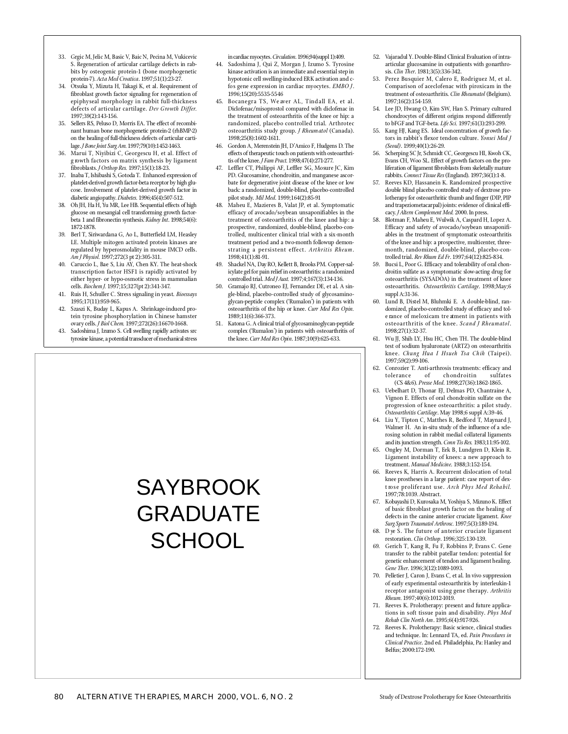33. Grgic M, Jelic M, Basic V, Baic N, Pecina M, Vukicevic S. Regeneration of articular cartilage defects in rabbits by osteogenic protein-1 (bone morphogenetic protein-7). *Acta Med Croatica*. 1997;51(1):23-27.
34. Otsuka Y, Mizuta H, Takagi K, et al. Requirement of fibroblast growth factor signaling for regeneration of epiphyseal morphology in rabbit full-thickness defects of articular cartilage. *Dev Growth Differ.* 1997;39(2):143-156.
35. Sellers RS, Peluso D, Morris EA. The effect of recombinant human bone morphogenetic protein-2 (rhBMP-2) on the healing of full-thickness defects of articular cartilage. *J Bone Joint Surg Am.* 1997;79(10):1452-1463.
36. Marui T, Niyibizi C, Georgescu H, et al. Effect of g rowth factors on matrix synthesis by ligament fibroblasts. *J Orthop Res.* 1997;15(1):18-23.
37. Inaba T, Ishibashi S, Gotoda T. Enhanced expression of platelet-derived growth factor-beta receptor by high glucose. Involvement of platelet-derived growth factor in diabetic angiopathy. *Diabetes*. 1996;45(4):507-512.
38. Oh JH, Ha H, Yu MR, Lee HB. Sequential effects of high glucose on mesangial cell transforming growth factor-beta 1 and fibronectin synthesis. *Kidney Int*. 1998;54(6):1872-1878.
39. Berl T, Siriwardana G, Ao L, Butterfield LM, Heasley LE. Multiple mitogen activated protein kinases are regulated by hyperosmolality in mouse IMCD cells. *Am J Physiol.* 1997;272(3 pt 2):305-311.
40. Caruccio L, Bae S, Liu AY, Chen KY. The heat-shock transcription factor HSF1 is rapidly activated by either hyper- or hypo-osmotic stress in mammalian cells. *Biochem J.* 1997;15;327(pt 2):341-347.
41. Ruis H, Schuller C. Stress signaling in yeast. *Bioessays* 1995;17(11):959-965.
42. Szaszi K, Buday L, Kapus A. Shrinkage-induced protein tyrosine phosphorylation in Chinese hamster ovary cells. *J Biol Chem*. 1997;272(26):16670-1668.
43. Sadoshima J, Izumo S. Cell swelling rapidly activates src tyrosine kinase, a potential transducer of mechanical stress in cardiac myocytes. *Circulation*. 1996;94(suppl 1):409.
44. Sadoshima J, Qui Z, Morgan J, Izumo S. Tyrosine kinase activation is an immediate and essential step in hypotonic cell swelling-induced ERK activation and c-fos gene expression in cardiac myocytes. *EMBO J*. 1996;15(20):5535-5546
45. Bocanegra TS, Weaver AL, Tindall EA, et al. Diclofenac/misoprostol compared with diclofenac in the treatment of osteoarthritis of the knee or hip: a randomized, placebo controlled trial. Arthrotec osteoarthritis study group. *J Rheumatol* (Canada). 1998;25(8):1602-1611.
46. Gordon A, Merenstein JH, D'Amico F, Hudgens D. The effects of therapeutic touch on patients with osteoarthritis of the knee. *J Fam Pract*. 1998;47(4):271-277.
47. Leffler CT, Philippi AF, Leffler SG, Mosure JC, Kim PD. Glucosamine, chondroitin, and manganese ascorbate for degenerative joint disease of the knee or low back: a randomized, double-blind, placebo-controlled pilot study. *Mil Med*. 1999;164(2):85-91
48. Maheu E, Mazieres B, Valat JP, et al. Symptomatic efficacy of avocado/soybean unsaponifiables in the treatment of osteoarthritis of the knee and hip: a prospective, randomized, double-blind, placebo-controlled, multicenter clinical trial with a six-month treatment period and a two-month followup demonstrating a persistent effect. *Arthritis Rheum*. 1998;41(1):81-91.
49. Shackel NA, Day RO, Kellett B, Brooks PM. Copper-salicylate gel for pain relief in osteoarthritis: a randomized controlled trial. *Med J Aust.* 1997;4;167(3):134-136.
50. Gramajo RJ, Cutroneo EJ, Fernandez DE, et al. A single-blind, placebo-controlled study of glycosaminoglycan-peptide complex ('Rumalon') in patients with osteoarthritis of the hip or knee. *Curr Med Res Opin.* 1989;11(6):366-373.
51. Katona G. A clinical trial of glycosaminoglycan-peptide complex ('Rumalon') in patients with osteoarthritis of the knee. *Curr Med Res Opin*. 1987;10(9):625-633.
52. Vajaradul Y. Double-Blind Clinical Evaluation of intra-articular glucosamine in outpatients with gonarthrosis. *Clin Ther*. 1981;3(5):336-342.
53. Perez Busquier M, Calero E, Rodriguez M, et al. Comparison of aceclofenac with piroxicam in the treatment of osteoarthritis. *Clin Rheumatol* (Belgium). 1997;16(2):154-159.
54. Lee JD, Hwang O, Kim SW, Han S. Primary cultured chondrocytes of different origins respond differently to bFGF and TGF-beta. *Life Sci.* 1997;61(3):293-299.
55. Kang HJ, Kang ES. Ideal concentration of growth factors in rabbit's flexor tendon culture. *Yonsei Med J (Seoul)*. 1999;40(1):26-29.
56. Scherping SC Jr, Schmidt CC, Georgescu HI, Kwoh CK, Evans CH, Woo SL. Effect of growth factors on the proliferation of ligament fibroblasts from skeletally mature rabbits. *Connect Tissue Res* (England). 1997;36(1):1-8.
57. Reeves KD, Hassanein K. Randomized prospective double blind placebo controlled study of dextrose prolotherapy for osteoarthritic thumb and finger (DIP, PIP and trapeziometacarpal) joints: evidence of clinical efficacy. *J Altern Complement Med.* 2000. In press.
58. Blotman F, Maheu E, Wulwik A, Caspard H, Lopez A. Efficacy and safety of avocado/soybean unsaponifiables in the treatment of symptomatic osteoarthritis of the knee and hip: a prospective, multicenter, three-month, randomized, double-blind, placebo-controlled trial. *Rev Rhum Ed Fr*. 1997;64(12):825-834.
59. Bucsi L, Poor G. Efficacy and tolerability of oral chondroitin sulfate as a symptomatic slow-acting drug for osteoarthritis (SYSADOA) in the treatment of knee osteoarthritis. *Osteoarthritis Cartilage*. 1998;May;6 suppl A:31-36.
60. Lund B, Distel M, Bluhmki E. A double-blind, randomized, placebo-controlled study of efficacy and tole rance of meloxicam tre atment in patients with osteoarthritis of the knee. *Scand J Rheumatol*. 1998;27(1):32-37.
61. Wu JJ, Shih LY, Hsu HC, Chen TH. The double-blind test of sodium hyaluronate (ARTZ) on osteoarthritis knee. *Chung Hua I Hsueh Tsa Chih* (Taipei). 1997;59(2):99-106.
62. Conrozier T. Anti-arthrosis treatments: efficacy and tolerance of chondroitin sulfates (CS 4&6). *Presse Med*. 1998;27(36):1862-1865.
63. Uebelhart D, Thonar EJ, Delmas PD, Chantraine A, Vignon E. Effects of oral chondroitin sulfate on the progression of knee osteoarthritis: a pilot study. *Osteoarthritis Cartilage*. May 1998;6 suppl A:39-46.
64. Liu Y, Tipton C, Matthes R, Bedford T, Maynard J, Walmer H. An in-situ study of the influence of a sclerosing solution in rabbit medial collateral ligaments and its junction strength. *Conn Tis Res.* 1983;11:95-102.
65. Ongley M, Dorman T, Eek B, Lundgren D, Klein R. Ligament instability of knees: a new approach to treatment. *Manual Medicine*. 1988;3:152-154.
66. Reeves K, Harris A. Recurrent dislocation of total knee prostheses in a large patient: case report of dext rose proliferant use. *Arch Phys Med Rehabil.* 1997;78:1039. Abstract.
67. Kobayashi D, Kurosaka M, Yoshiya S, Mizuno K. Effect of basic fibroblast growth factor on the healing of defects in the canine anterior cruciate ligament. *Knee Surg Sports Traumatol Arthrosc*. 1997;5(3):189-194.
68. D ye S. The future of anterior cruciate ligament restoration. *Clin Orthop*. 1996;325:130-139.
69. Gerich T, Kang R, Fu F, Robbins P, Evans C. Gene transfer to the rabbit patellar tendon: potential for genetic enhancement of tendon and ligament healing. *Gene Ther*. 1996;3(12):1089-1093.
70. Pelletier J, Caron J, Evans C, et al. In vivo suppression of early experimental osteoarthritis by interleukin-1 receptor antagonist using gene therapy. *Arthritis Rheum*. 1997;40(6):1012-1019.
71. Reeves K. Prolotherapy: present and future applications in soft tissue pain and disability. *Phys Med Rehab Clin North Am*. 1995;6(4):917-926.
72. Reeves K. Prolotherapy: Basic science, clinical studies and technique. In: Lennard TA, ed. *Pain Procedures in Clinical Practice*. 2nd ed. Philadelphia, Pa: Hanley and Belfus; 2000:172-190.

SAYBROOK GRADUATE SCHOOL